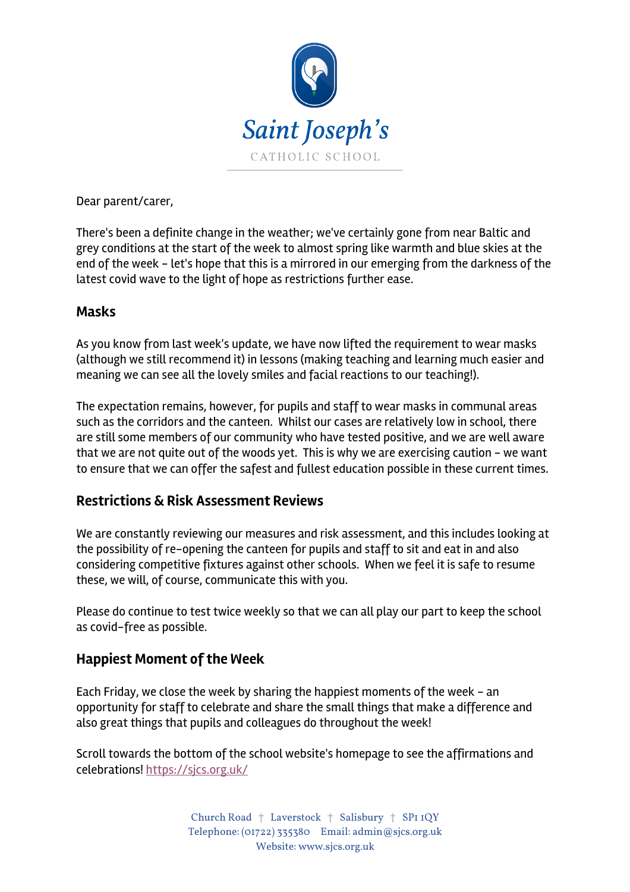Saint Joseph's

CATHOLIC SCHOOL

Dear parent/carer,

There's been a definite change in the weather; we've certainly gone from near Baltic and grey conditions at the start of the week to almost spring like warmth and blue skies at the end of the week – let's hope that this is a mirrored in our emerging from the darkness of the latest covid wave to the light of hope as restrictions further ease.

## Masks

As you know from last week's update, we have now lifted the requirement to wear masks (although we still recommend it) in lessons (making teaching and learning much easier and meaning we can see all the lovely smiles and facial reactions to our teaching!).

The expectation remains, however, for pupils and staff to wear masks in communal areas such as the corridors and the canteen. Whilst our cases are relatively low in school, there are still some members of our community who have tested positive, and we are well aware that we are not quite out of the woods yet. This is why we are exercising caution – we want to ensure that we can offer the safest and fullest education possible in these current times.

## Restrictions & Risk Assessment Reviews

We are constantly reviewing our measures and risk assessment, and this includes looking at the possibility of re-opening the canteen for pupils and staff to sit and eat in and also considering competitive fixtures against other schools. When we feel it is safe to resume these, we will, of course, communicate this with you.

Please do continue to test twice weekly so that we can all play our part to keep the school as covid-free as possible.

## Happiest Moment of the Week

Each Friday, we close the week by sharing the happiest moments of the week – an opportunity for staff to celebrate and share the small things that make a difference and also great things that pupils and colleagues do throughout the week!

Scroll towards the bottom of the school website's homepage to see the affirmations and celebrations! [https://sjcs.org.uk/](https://sjcs.org.uk/)

Church Road † Laverstock † Salisbury † SP1 1QY
Telephone: (01722) 335380 Email: admin@sjcs.org.uk
Website: www.sjcs.org.uk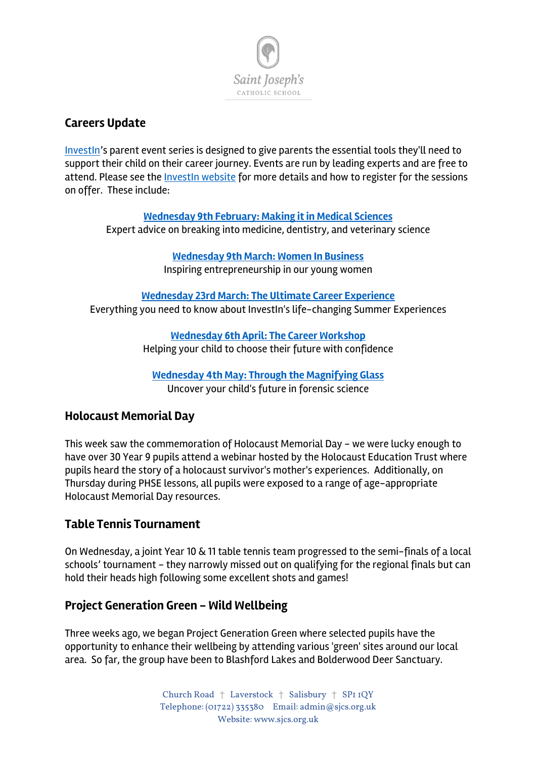## Careers Update

InvestIn's parent event series is designed to give parents the essential tools they'll need to support their child on their career journey. Events are run by leading experts and are free to attend. Please see the InvestIn website for more details and how to register for the sessions on offer. These include:

**Wednesday 9th February: Making it in Medical Sciences**
Expert advice on breaking into medicine, dentistry, and veterinary science

**Wednesday 9th March: Women In Business**
Inspiring entrepreneurship in our young women

**Wednesday 23rd March: The Ultimate Career Experience**
Everything you need to know about InvestIn's life-changing Summer Experiences

**Wednesday 6th April: The Career Workshop**
Helping your child to choose their future with confidence

**Wednesday 4th May: Through the Magnifying Glass**
Uncover your child's future in forensic science

## Holocaust Memorial Day

This week saw the commemoration of Holocaust Memorial Day – we were lucky enough to have over 30 Year 9 pupils attend a webinar hosted by the Holocaust Education Trust where pupils heard the story of a holocaust survivor's mother's experiences. Additionally, on Thursday during PHSE lessons, all pupils were exposed to a range of age-appropriate Holocaust Memorial Day resources.

## Table Tennis Tournament

On Wednesday, a joint Year 10 & 11 table tennis team progressed to the semi-finals of a local schools' tournament – they narrowly missed out on qualifying for the regional finals but can hold their heads high following some excellent shots and games!

## Project Generation Green – Wild Wellbeing

Three weeks ago, we began Project Generation Green where selected pupils have the opportunity to enhance their wellbeing by attending various 'green' sites around our local area. So far, the group have been to Blashford Lakes and Bolderwood Deer Sanctuary.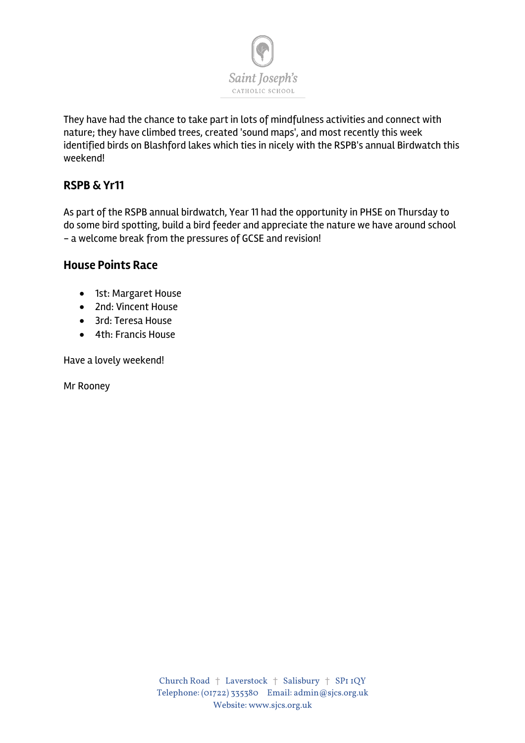They have had the chance to take part in lots of mindfulness activities and connect with nature; they have climbed trees, created 'sound maps', and most recently this week identified birds on Blashford lakes which ties in nicely with the RSPB's annual Birdwatch this weekend!

## RSPB & Yr11

As part of the RSPB annual birdwatch, Year 11 had the opportunity in PHSE on Thursday to do some bird spotting, build a bird feeder and appreciate the nature we have around school – a welcome break from the pressures of GCSE and revision!

## House Points Race

- 1st: Margaret House
- 2nd: Vincent House
- 3rd: Teresa House
- 4th: Francis House

Have a lovely weekend!

Mr Rooney